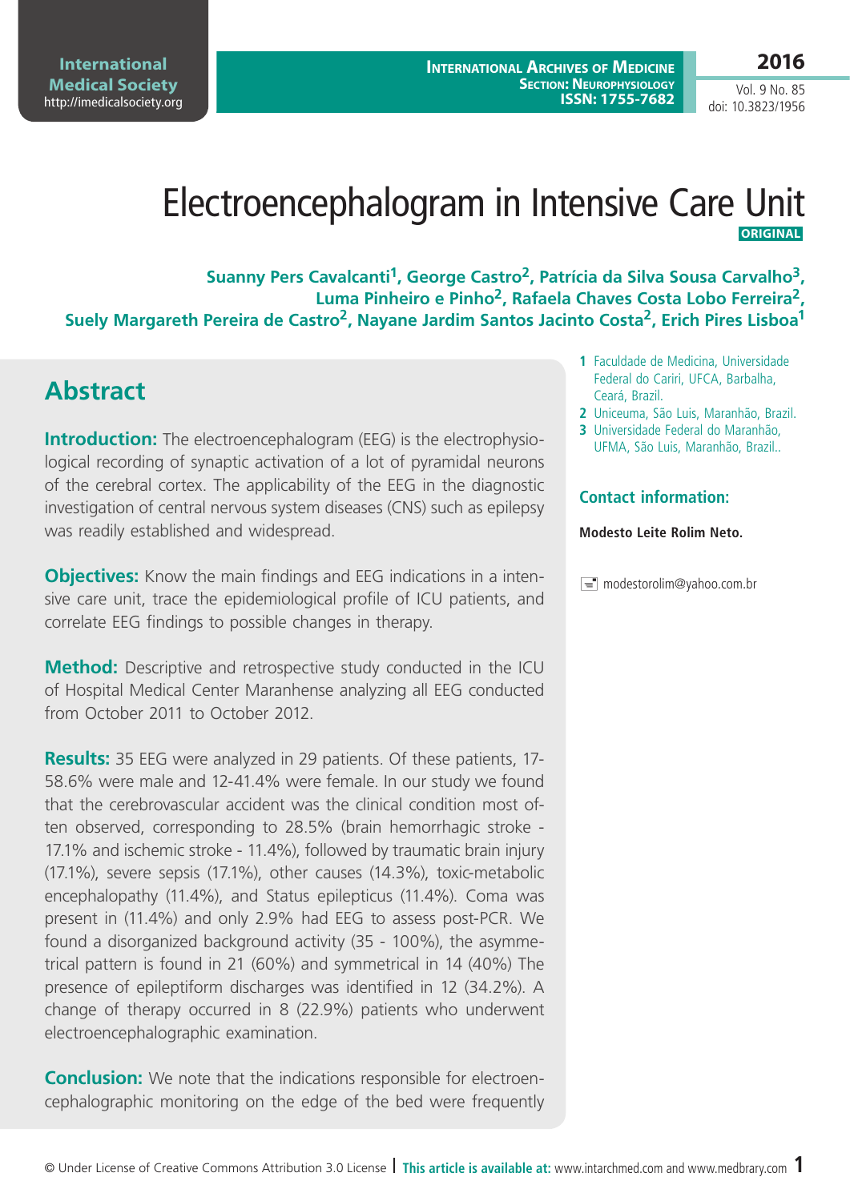# Electroencephalogram in Intensive Care Unit

**ORIGINAL**

**Suanny Pers Cavalcanti[1], George Castro[2], Patrícia da Silva Sousa Carvalho[3], Luma Pinheiro e Pinho[2], Rafaela Chaves Costa Lobo Ferreira[2], Suely Margareth Pereira de Castro[2], Nayane Jardim Santos Jacinto Costa[2], Erich Pires Lisboa[1]**

1 Faculdade de Medicina, Universidade Federal do Cariri, UFCA, Barbalha, Ceará, Brazil.
2 Uniceuma, São Luis, Maranhão, Brazil.
3 Universidade Federal do Maranhão, UFMA, São Luis, Maranhão, Brazil..

### Contact information:

**Modesto Leite Rolim Neto.**

modestorolim@yahoo.com.br

## Abstract

**Introduction:** The electroencephalogram (EEG) is the electrophysiological recording of synaptic activation of a lot of pyramidal neurons of the cerebral cortex. The applicability of the EEG in the diagnostic investigation of central nervous system diseases (CNS) such as epilepsy was readily established and widespread.

**Objectives:** Know the main findings and EEG indications in a intensive care unit, trace the epidemiological profile of ICU patients, and correlate EEG findings to possible changes in therapy.

**Method:** Descriptive and retrospective study conducted in the ICU of Hospital Medical Center Maranhense analyzing all EEG conducted from October 2011 to October 2012.

**Results:** 35 EEG were analyzed in 29 patients. Of these patients, 17-58.6% were male and 12-41.4% were female. In our study we found that the cerebrovascular accident was the clinical condition most often observed, corresponding to 28.5% (brain hemorrhagic stroke - 17.1% and ischemic stroke - 11.4%), followed by traumatic brain injury (17.1%), severe sepsis (17.1%), other causes (14.3%), toxic-metabolic encephalopathy (11.4%), and Status epilepticus (11.4%). Coma was present in (11.4%) and only 2.9% had EEG to assess post-PCR. We found a disorganized background activity (35 - 100%), the asymmetrical pattern is found in 21 (60%) and symmetrical in 14 (40%) The presence of epileptiform discharges was identified in 12 (34.2%). A change of therapy occurred in 8 (22.9%) patients who underwent electroencephalographic examination.

**Conclusion:** We note that the indications responsible for electroencephalographic monitoring on the edge of the bed were frequently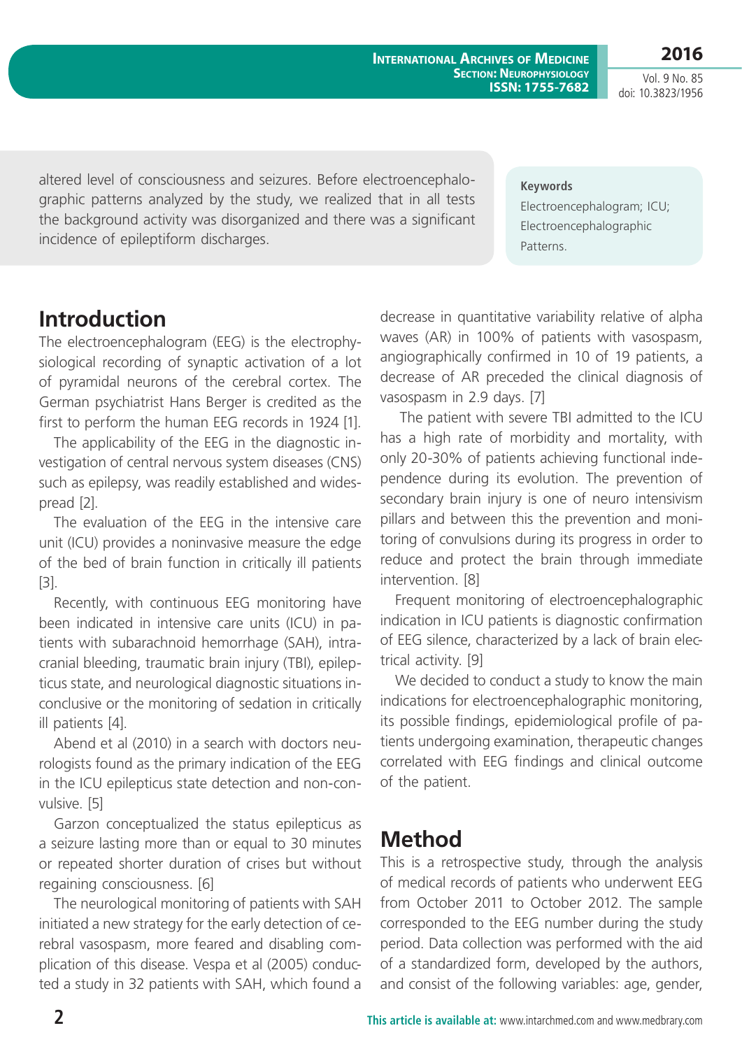altered level of consciousness and seizures. Before electroencephalographic patterns analyzed by the study, we realized that in all tests the background activity was disorganized and there was a significant incidence of epileptiform discharges.

**Keywords**

Electroencephalogram; ICU; Electroencephalographic Patterns.

## Introduction

The electroencephalogram (EEG) is the electrophysiological recording of synaptic activation of a lot of pyramidal neurons of the cerebral cortex. The German psychiatrist Hans Berger is credited as the first to perform the human EEG records in 1924 [1].

The applicability of the EEG in the diagnostic investigation of central nervous system diseases (CNS) such as epilepsy, was readily established and widespread [2].

The evaluation of the EEG in the intensive care unit (ICU) provides a noninvasive measure the edge of the bed of brain function in critically ill patients [3].

Recently, with continuous EEG monitoring have been indicated in intensive care units (ICU) in patients with subarachnoid hemorrhage (SAH), intracranial bleeding, traumatic brain injury (TBI), epilepticus state, and neurological diagnostic situations inconclusive or the monitoring of sedation in critically ill patients [4].

Abend et al (2010) in a search with doctors neurologists found as the primary indication of the EEG in the ICU epilepticus state detection and non-convulsive. [5]

Garzon conceptualized the status epilepticus as a seizure lasting more than or equal to 30 minutes or repeated shorter duration of crises but without regaining consciousness. [6]

The neurological monitoring of patients with SAH initiated a new strategy for the early detection of cerebral vasospasm, more feared and disabling complication of this disease. Vespa et al (2005) conducted a study in 32 patients with SAH, which found a decrease in quantitative variability relative of alpha waves (AR) in 100% of patients with vasospasm, angiographically confirmed in 10 of 19 patients, a decrease of AR preceded the clinical diagnosis of vasospasm in 2.9 days. [7]

The patient with severe TBI admitted to the ICU has a high rate of morbidity and mortality, with only 20-30% of patients achieving functional independence during its evolution. The prevention of secondary brain injury is one of neuro intensivism pillars and between this the prevention and monitoring of convulsions during its progress in order to reduce and protect the brain through immediate intervention. [8]

Frequent monitoring of electroencephalographic indication in ICU patients is diagnostic confirmation of EEG silence, characterized by a lack of brain electrical activity. [9]

We decided to conduct a study to know the main indications for electroencephalographic monitoring, its possible findings, epidemiological profile of patients undergoing examination, therapeutic changes correlated with EEG findings and clinical outcome of the patient.

## Method

This is a retrospective study, through the analysis of medical records of patients who underwent EEG from October 2011 to October 2012. The sample corresponded to the EEG number during the study period. Data collection was performed with the aid of a standardized form, developed by the authors, and consist of the following variables: age, gender,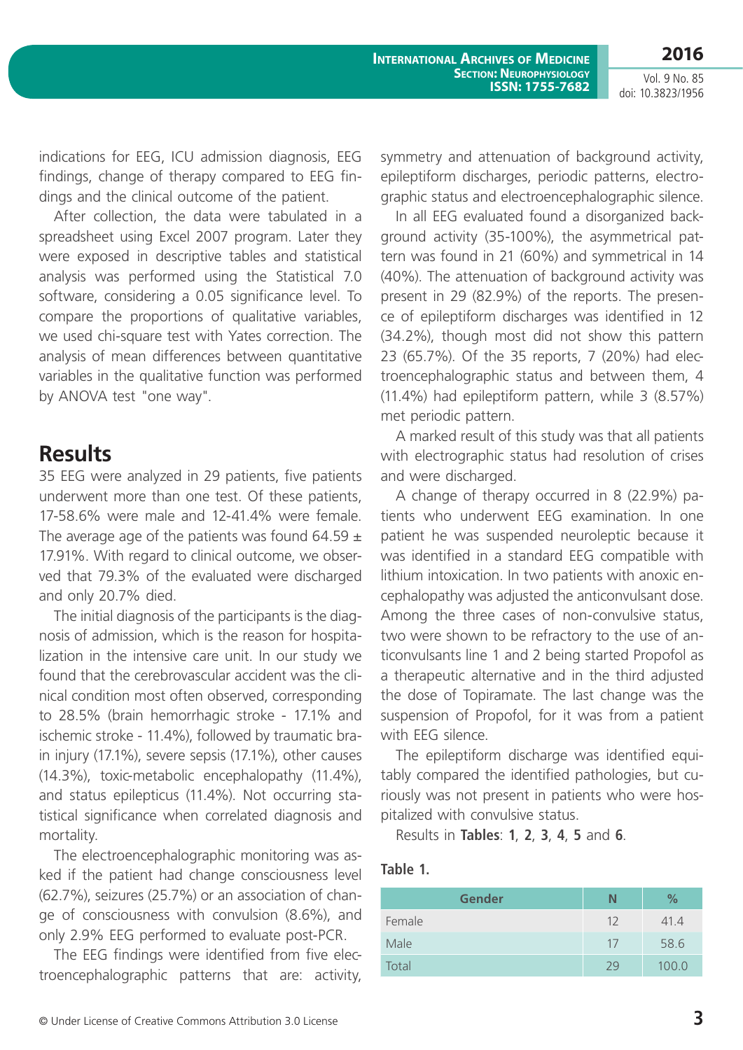indications for EEG, ICU admission diagnosis, EEG findings, change of therapy compared to EEG findings and the clinical outcome of the patient.

After collection, the data were tabulated in a spreadsheet using Excel 2007 program. Later they were exposed in descriptive tables and statistical analysis was performed using the Statistical 7.0 software, considering a 0.05 significance level. To compare the proportions of qualitative variables, we used chi-square test with Yates correction. The analysis of mean differences between quantitative variables in the qualitative function was performed by ANOVA test "one way".

## Results

35 EEG were analyzed in 29 patients, five patients underwent more than one test. Of these patients, 17-58.6% were male and 12-41.4% were female. The average age of the patients was found 64.59 ± 17.91%. With regard to clinical outcome, we observed that 79.3% of the evaluated were discharged and only 20.7% died.

The initial diagnosis of the participants is the diagnosis of admission, which is the reason for hospitalization in the intensive care unit. In our study we found that the cerebrovascular accident was the clinical condition most often observed, corresponding to 28.5% (brain hemorrhagic stroke - 17.1% and ischemic stroke - 11.4%), followed by traumatic brain injury (17.1%), severe sepsis (17.1%), other causes (14.3%), toxic-metabolic encephalopathy (11.4%), and status epilepticus (11.4%). Not occurring statistical significance when correlated diagnosis and mortality.

The electroencephalographic monitoring was asked if the patient had change consciousness level (62.7%), seizures (25.7%) or an association of change of consciousness with convulsion (8.6%), and only 2.9% EEG performed to evaluate post-PCR.

The EEG findings were identified from five electroencephalographic patterns that are: activity, symmetry and attenuation of background activity, epileptiform discharges, periodic patterns, electrographic status and electroencephalographic silence.

In all EEG evaluated found a disorganized background activity (35-100%), the asymmetrical pattern was found in 21 (60%) and symmetrical in 14 (40%). The attenuation of background activity was present in 29 (82.9%) of the reports. The presence of epileptiform discharges was identified in 12 (34.2%), though most did not show this pattern 23 (65.7%). Of the 35 reports, 7 (20%) had electroencephalographic status and between them, 4 (11.4%) had epileptiform pattern, while 3 (8.57%) met periodic pattern.

A marked result of this study was that all patients with electrographic status had resolution of crises and were discharged.

A change of therapy occurred in 8 (22.9%) patients who underwent EEG examination. In one patient he was suspended neuroleptic because it was identified in a standard EEG compatible with lithium intoxication. In two patients with anoxic encephalopathy was adjusted the anticonvulsant dose. Among the three cases of non-convulsive status, two were shown to be refractory to the use of anticonvulsants line 1 and 2 being started Propofol as a therapeutic alternative and in the third adjusted the dose of Topiramate. The last change was the suspension of Propofol, for it was from a patient with EEG silence.

The epileptiform discharge was identified equitably compared the identified pathologies, but curiously was not present in patients who were hospitalized with convulsive status.

Results in **Tables**: **1**, **2**, **3**, **4**, **5** and **6**.

**Table 1.**

| Gender | N | % |
|---|---|---|
| Female | 12 | 41.4 |
| Male | 17 | 58.6 |
| Total | 29 | 100.0 |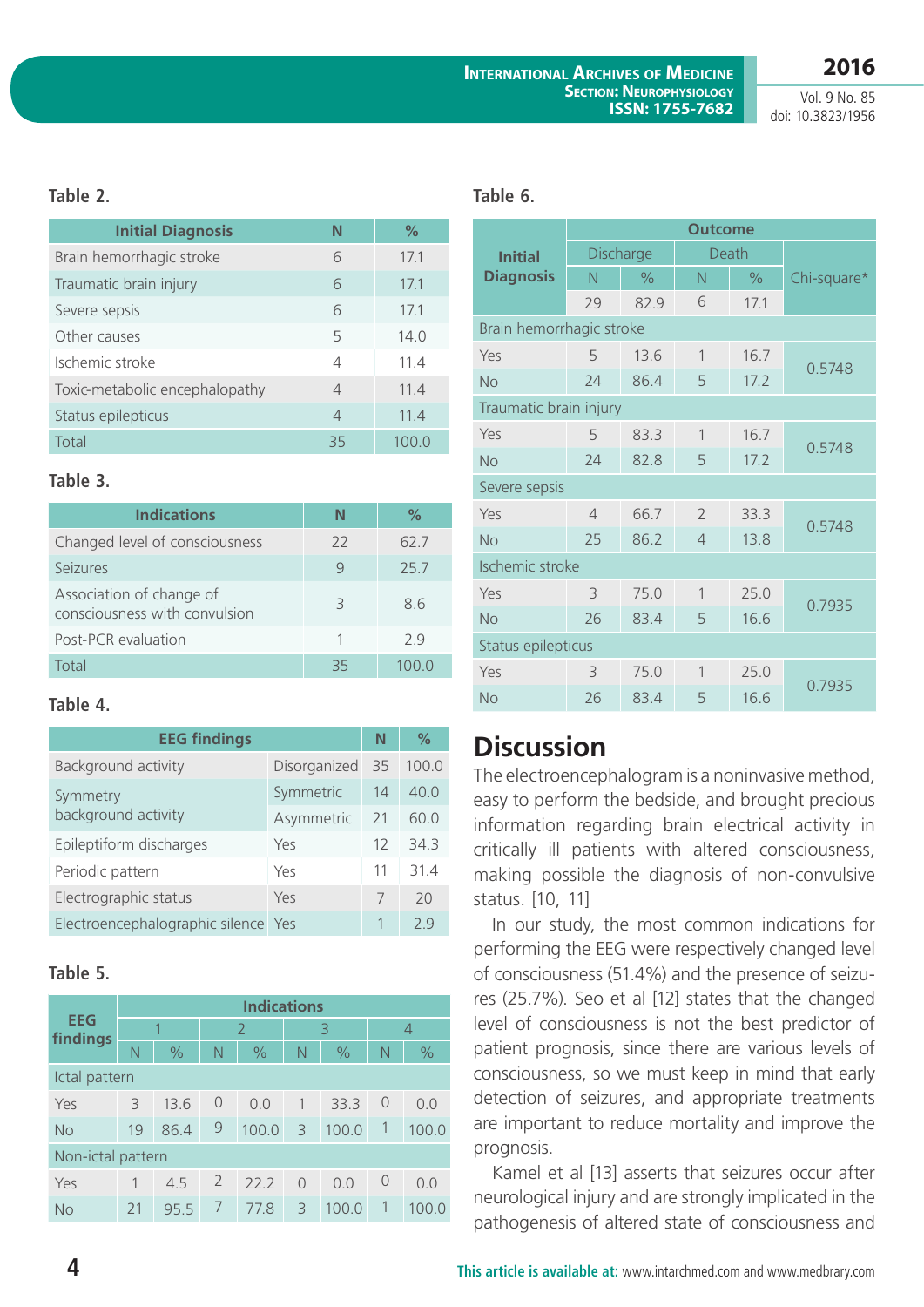**Table 2.**

| Initial Diagnosis | N | % |
|---|---|---|
| Brain hemorrhagic stroke | 6 | 17.1 |
| Traumatic brain injury | 6 | 17.1 |
| Severe sepsis | 6 | 17.1 |
| Other causes | 5 | 14.0 |
| Ischemic stroke | 4 | 11.4 |
| Toxic-metabolic encephalopathy | 4 | 11.4 |
| Status epilepticus | 4 | 11.4 |
| Total | 35 | 100.0 |

**Table 3.**

| Indications | N | % |
|---|---|---|
| Changed level of consciousness | 22 | 62.7 |
| Seizures | 9 | 25.7 |
| Association of change of consciousness with convulsion | 3 | 8.6 |
| Post-PCR evaluation | 1 | 2.9 |
| Total | 35 | 100.0 |

**Table 4.**

| EEG findings | | N | % |
|---|---|---|---|
| Background activity | Disorganized | 35 | 100.0 |
| Symmetry background activity | Symmetric | 14 | 40.0 |
| | Asymmetric | 21 | 60.0 |
| Epileptiform discharges | Yes | 12 | 34.3 |
| Periodic pattern | Yes | 11 | 31.4 |
| Electrographic status | Yes | 7 | 20 |
| Electroencephalographic silence | Yes | 1 | 2.9 |

**Table 5.**

| EEG findings | Indications | | | | | | | |
|---|---|---|---|---|---|---|---|---|
| | 1 | | 2 | | 3 | | 4 | |
| | N | % | N | % | N | % | N | % |
| Ictal pattern | | | | | | | | |
| Yes | 3 | 13.6 | 0 | 0.0 | 1 | 33.3 | 0 | 0.0 |
| No | 19 | 86.4 | 9 | 100.0 | 3 | 100.0 | 1 | 100.0 |
| Non-ictal pattern | | | | | | | | |
| Yes | 1 | 4.5 | 2 | 22.2 | 0 | 0.0 | 0 | 0.0 |
| No | 21 | 95.5 | 7 | 77.8 | 3 | 100.0 | 1 | 100.0 |

**Table 6.**

| Initial Diagnosis | Outcome | | | | |
|---|---|---|---|---|---|
| | Discharge | | Death | | Chi-square* |
| | N | % | N | % | |
| | 29 | 82.9 | 6 | 17.1 | |
| Brain hemorrhagic stroke | | | | | |
| Yes | 5 | 13.6 | 1 | 16.7 | 0.5748 |
| No | 24 | 86.4 | 5 | 17.2 | |
| Traumatic brain injury | | | | | |
| Yes | 5 | 83.3 | 1 | 16.7 | 0.5748 |
| No | 24 | 82.8 | 5 | 17.2 | |
| Severe sepsis | | | | | |
| Yes | 4 | 66.7 | 2 | 33.3 | 0.5748 |
| No | 25 | 86.2 | 4 | 13.8 | |
| Ischemic stroke | | | | | |
| Yes | 3 | 75.0 | 1 | 25.0 | 0.7935 |
| No | 26 | 83.4 | 5 | 16.6 | |
| Status epilepticus | | | | | |
| Yes | 3 | 75.0 | 1 | 25.0 | 0.7935 |
| No | 26 | 83.4 | 5 | 16.6 | |

# Discussion

The electroencephalogram is a noninvasive method, easy to perform the bedside, and brought precious information regarding brain electrical activity in critically ill patients with altered consciousness, making possible the diagnosis of non-convulsive status. [10, 11]

In our study, the most common indications for performing the EEG were respectively changed level of consciousness (51.4%) and the presence of seizures (25.7%). Seo et al [12] states that the changed level of consciousness is not the best predictor of patient prognosis, since there are various levels of consciousness, so we must keep in mind that early detection of seizures, and appropriate treatments are important to reduce mortality and improve the prognosis.

Kamel et al [13] asserts that seizures occur after neurological injury and are strongly implicated in the pathogenesis of altered state of consciousness and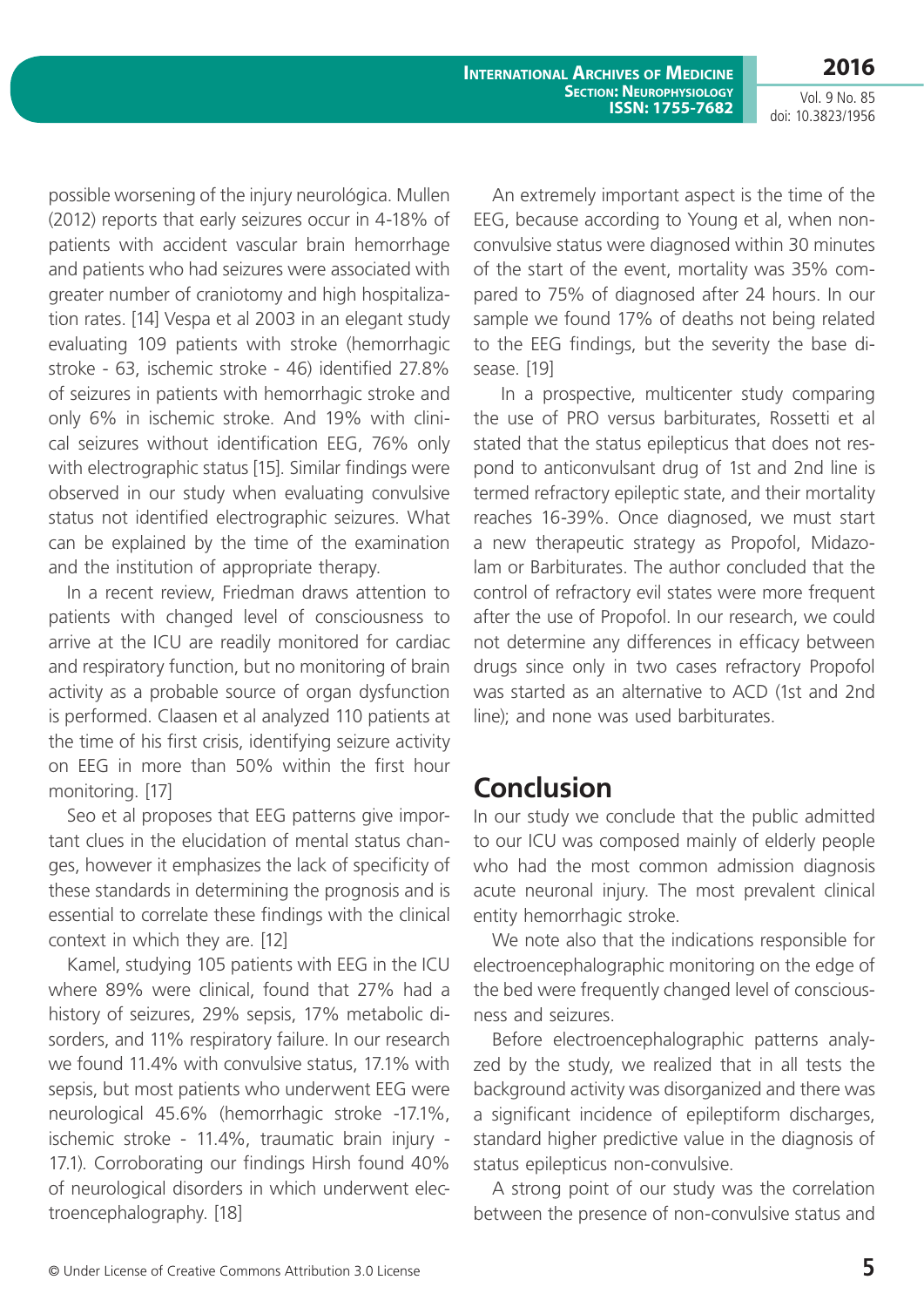possible worsening of the injury neurológica. Mullen (2012) reports that early seizures occur in 4-18% of patients with accident vascular brain hemorrhage and patients who had seizures were associated with greater number of craniotomy and high hospitalization rates. [14] Vespa et al 2003 in an elegant study evaluating 109 patients with stroke (hemorrhagic stroke - 63, ischemic stroke - 46) identified 27.8% of seizures in patients with hemorrhagic stroke and only 6% in ischemic stroke. And 19% with clinical seizures without identification EEG, 76% only with electrographic status [15]. Similar findings were observed in our study when evaluating convulsive status not identified electrographic seizures. What can be explained by the time of the examination and the institution of appropriate therapy.

In a recent review, Friedman draws attention to patients with changed level of consciousness to arrive at the ICU are readily monitored for cardiac and respiratory function, but no monitoring of brain activity as a probable source of organ dysfunction is performed. Claasen et al analyzed 110 patients at the time of his first crisis, identifying seizure activity on EEG in more than 50% within the first hour monitoring. [17]

Seo et al proposes that EEG patterns give important clues in the elucidation of mental status changes, however it emphasizes the lack of specificity of these standards in determining the prognosis and is essential to correlate these findings with the clinical context in which they are. [12]

Kamel, studying 105 patients with EEG in the ICU where 89% were clinical, found that 27% had a history of seizures, 29% sepsis, 17% metabolic disorders, and 11% respiratory failure. In our research we found 11.4% with convulsive status, 17.1% with sepsis, but most patients who underwent EEG were neurological 45.6% (hemorrhagic stroke -17.1%, ischemic stroke - 11.4%, traumatic brain injury - 17.1). Corroborating our findings Hirsh found 40% of neurological disorders in which underwent electroencephalography. [18]

An extremely important aspect is the time of the EEG, because according to Young et al, when non-convulsive status were diagnosed within 30 minutes of the start of the event, mortality was 35% compared to 75% of diagnosed after 24 hours. In our sample we found 17% of deaths not being related to the EEG findings, but the severity the base disease. [19]

In a prospective, multicenter study comparing the use of PRO versus barbiturates, Rossetti et al stated that the status epilepticus that does not respond to anticonvulsant drug of 1st and 2nd line is termed refractory epileptic state, and their mortality reaches 16-39%. Once diagnosed, we must start a new therapeutic strategy as Propofol, Midazolam or Barbiturates. The author concluded that the control of refractory evil states were more frequent after the use of Propofol. In our research, we could not determine any differences in efficacy between drugs since only in two cases refractory Propofol was started as an alternative to ACD (1st and 2nd line); and none was used barbiturates.

## Conclusion

In our study we conclude that the public admitted to our ICU was composed mainly of elderly people who had the most common admission diagnosis acute neuronal injury. The most prevalent clinical entity hemorrhagic stroke.

We note also that the indications responsible for electroencephalographic monitoring on the edge of the bed were frequently changed level of consciousness and seizures.

Before electroencephalographic patterns analyzed by the study, we realized that in all tests the background activity was disorganized and there was a significant incidence of epileptiform discharges, standard higher predictive value in the diagnosis of status epilepticus non-convulsive.

A strong point of our study was the correlation between the presence of non-convulsive status and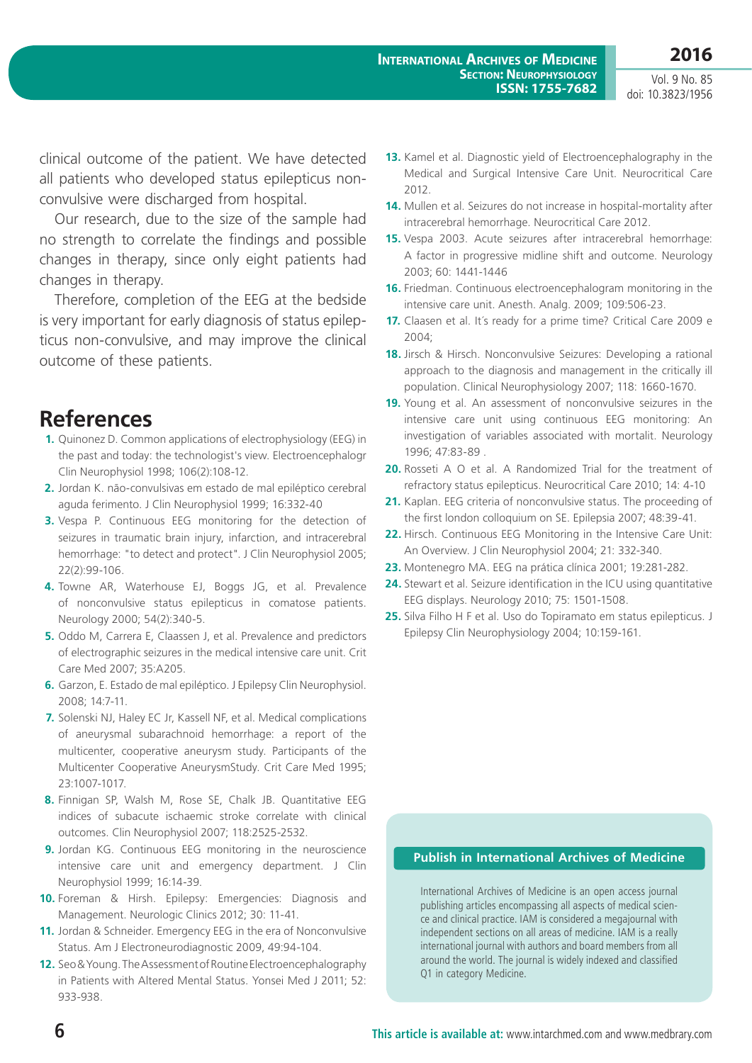clinical outcome of the patient. We have detected all patients who developed status epilepticus non-convulsive were discharged from hospital.

Our research, due to the size of the sample had no strength to correlate the findings and possible changes in therapy, since only eight patients had changes in therapy.

Therefore, completion of the EEG at the bedside is very important for early diagnosis of status epilepticus non-convulsive, and may improve the clinical outcome of these patients.

## References

1. Quinonez D. Common applications of electrophysiology (EEG) in the past and today: the technologist's view. Electroencephalogr Clin Neurophysiol 1998; 106(2):108-12.
2. Jordan K. não-convulsivas em estado de mal epiléptico cerebral aguda ferimento. J Clin Neurophysiol 1999; 16:332-40
3. Vespa P. Continuous EEG monitoring for the detection of seizures in traumatic brain injury, infarction, and intracerebral hemorrhage: "to detect and protect". J Clin Neurophysiol 2005; 22(2):99-106.
4. Towne AR, Waterhouse EJ, Boggs JG, et al. Prevalence of nonconvulsive status epilepticus in comatose patients. Neurology 2000; 54(2):340-5.
5. Oddo M, Carrera E, Claassen J, et al. Prevalence and predictors of electrographic seizures in the medical intensive care unit. Crit Care Med 2007; 35:A205.
6. Garzon, E. Estado de mal epiléptico. J Epilepsy Clin Neurophysiol. 2008; 14:7-11.
7. Solenski NJ, Haley EC Jr, Kassell NF, et al. Medical complications of aneurysmal subarachnoid hemorrhage: a report of the multicenter, cooperative aneurysm study. Participants of the Multicenter Cooperative AneurysmStudy. Crit Care Med 1995; 23:1007-1017.
8. Finnigan SP, Walsh M, Rose SE, Chalk JB. Quantitative EEG indices of subacute ischaemic stroke correlate with clinical outcomes. Clin Neurophysiol 2007; 118:2525-2532.
9. Jordan KG. Continuous EEG monitoring in the neuroscience intensive care unit and emergency department. J Clin Neurophysiol 1999; 16:14-39.
10. Foreman & Hirsh. Epilepsy: Emergencies: Diagnosis and Management. Neurologic Clinics 2012; 30: 11-41.
11. Jordan & Schneider. Emergency EEG in the era of Nonconvulsive Status. Am J Electroneurodiagnostic 2009, 49:94-104.
12. Seo & Young. The Assessment of Routine Electroencephalography in Patients with Altered Mental Status. Yonsei Med J 2011; 52: 933-938.
13. Kamel et al. Diagnostic yield of Electroencephalography in the Medical and Surgical Intensive Care Unit. Neurocritical Care 2012.
14. Mullen et al. Seizures do not increase in hospital-mortality after intracerebral hemorrhage. Neurocritical Care 2012.
15. Vespa 2003. Acute seizures after intracerebral hemorrhage: A factor in progressive midline shift and outcome. Neurology 2003; 60: 1441-1446
16. Friedman. Continuous electroencephalogram monitoring in the intensive care unit. Anesth. Analg. 2009; 109:506-23.
17. Claasen et al. It´s ready for a prime time? Critical Care 2009 e 2004;
18. Jirsch & Hirsch. Nonconvulsive Seizures: Developing a rational approach to the diagnosis and management in the critically ill population. Clinical Neurophysiology 2007; 118: 1660-1670.
19. Young et al. An assessment of nonconvulsive seizures in the intensive care unit using continuous EEG monitoring: An investigation of variables associated with mortalit. Neurology 1996; 47:83-89 .
20. Rosseti A O et al. A Randomized Trial for the treatment of refractory status epilepticus. Neurocritical Care 2010; 14: 4-10
21. Kaplan. EEG criteria of nonconvulsive status. The proceeding of the first london colloquium on SE. Epilepsia 2007; 48:39-41.
22. Hirsch. Continuous EEG Monitoring in the Intensive Care Unit: An Overview. J Clin Neurophysiol 2004; 21: 332-340.
23. Montenegro MA. EEG na prática clínica 2001; 19:281-282.
24. Stewart et al. Seizure identification in the ICU using quantitative EEG displays. Neurology 2010; 75: 1501-1508.
25. Silva Filho H F et al. Uso do Topiramato em status epilepticus. J Epilepsy Clin Neurophysiology 2004; 10:159-161.

**Publish in International Archives of Medicine**

International Archives of Medicine is an open access journal publishing articles encompassing all aspects of medical science and clinical practice. IAM is considered a megajournal with independent sections on all areas of medicine. IAM is a really international journal with authors and board members from all around the world. The journal is widely indexed and classified Q1 in category Medicine.